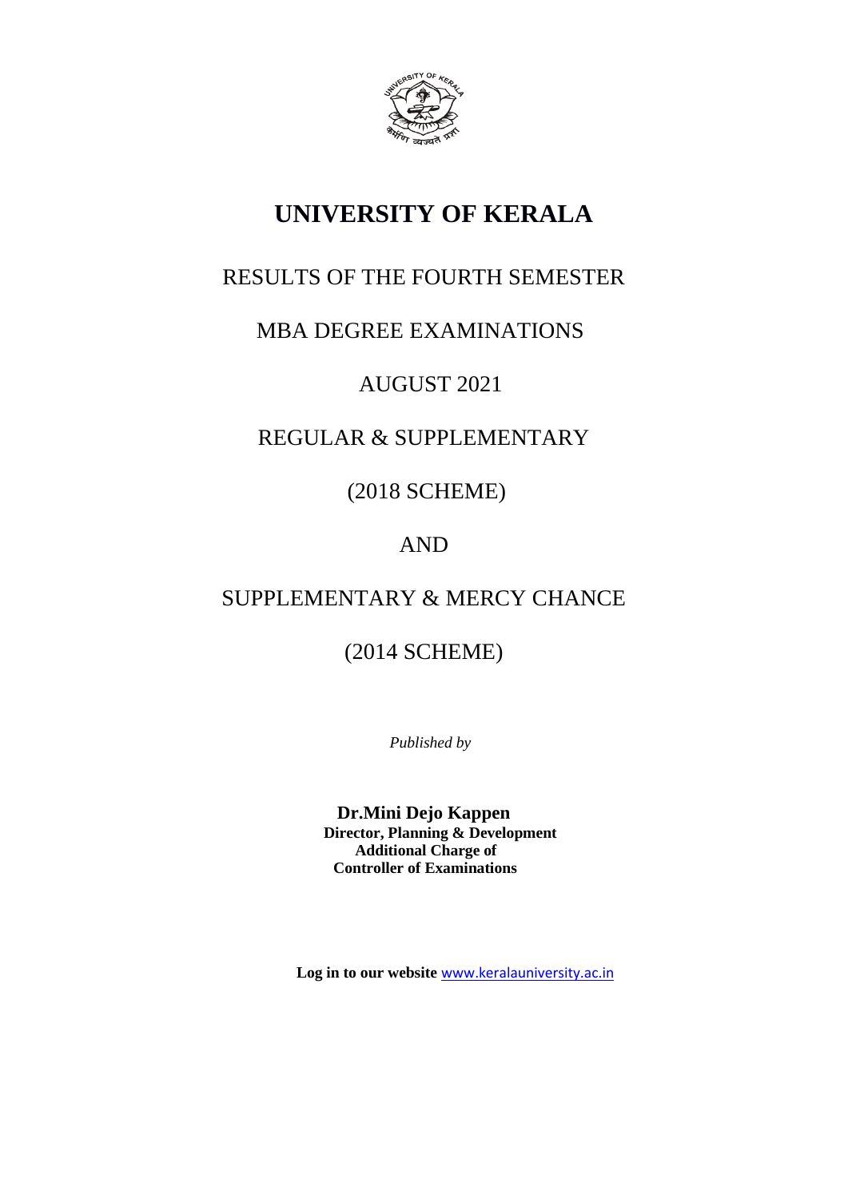# UNIVERSITY OF KERALA

RESULTS OF THE FOURTH SEMESTER

MBA DEGREE EXAMINATIONS

AUGUST 2021

REGULAR & SUPPLEMENTARY

(2018 SCHEME)

AND

SUPPLEMENTARY & MERCY CHANCE

(2014 SCHEME)

*Published by*

**Dr.Mini Dejo Kappen**
**Director, Planning & Development**
**Additional Charge of**
**Controller of Examinations**

**Log in to our website** www.keralauniversity.ac.in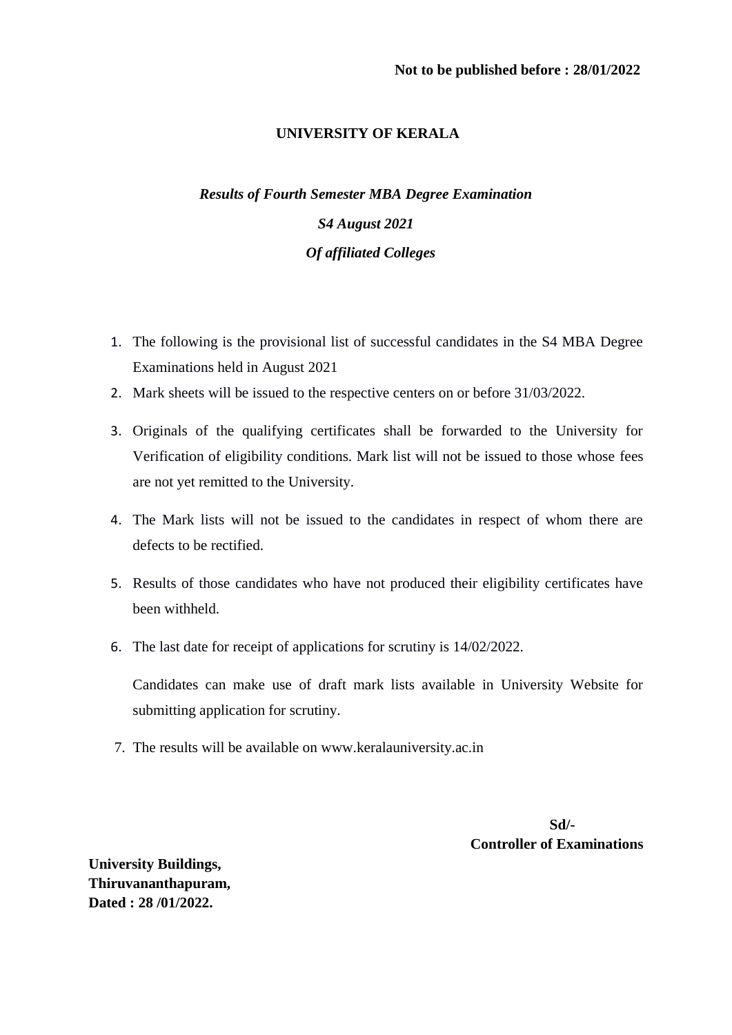**Not to be published before : 28/01/2022**

# UNIVERSITY OF KERALA

***Results of Fourth Semester MBA Degree Examination***

***S4 August 2021***

***Of affiliated Colleges***

1. The following is the provisional list of successful candidates in the S4 MBA Degree Examinations held in August 2021
2. Mark sheets will be issued to the respective centers on or before 31/03/2022.
3. Originals of the qualifying certificates shall be forwarded to the University for Verification of eligibility conditions. Mark list will not be issued to those whose fees are not yet remitted to the University.
4. The Mark lists will not be issued to the candidates in respect of whom there are defects to be rectified.
5. Results of those candidates who have not produced their eligibility certificates have been withheld.
6. The last date for receipt of applications for scrutiny is 14/02/2022.

   Candidates can make use of draft mark lists available in University Website for submitting application for scrutiny.
7. The results will be available on www.keralauniversity.ac.in

**Sd/-**
**Controller of Examinations**

**University Buildings,**
**Thiruvananthapuram,**
**Dated : 28 /01/2022.**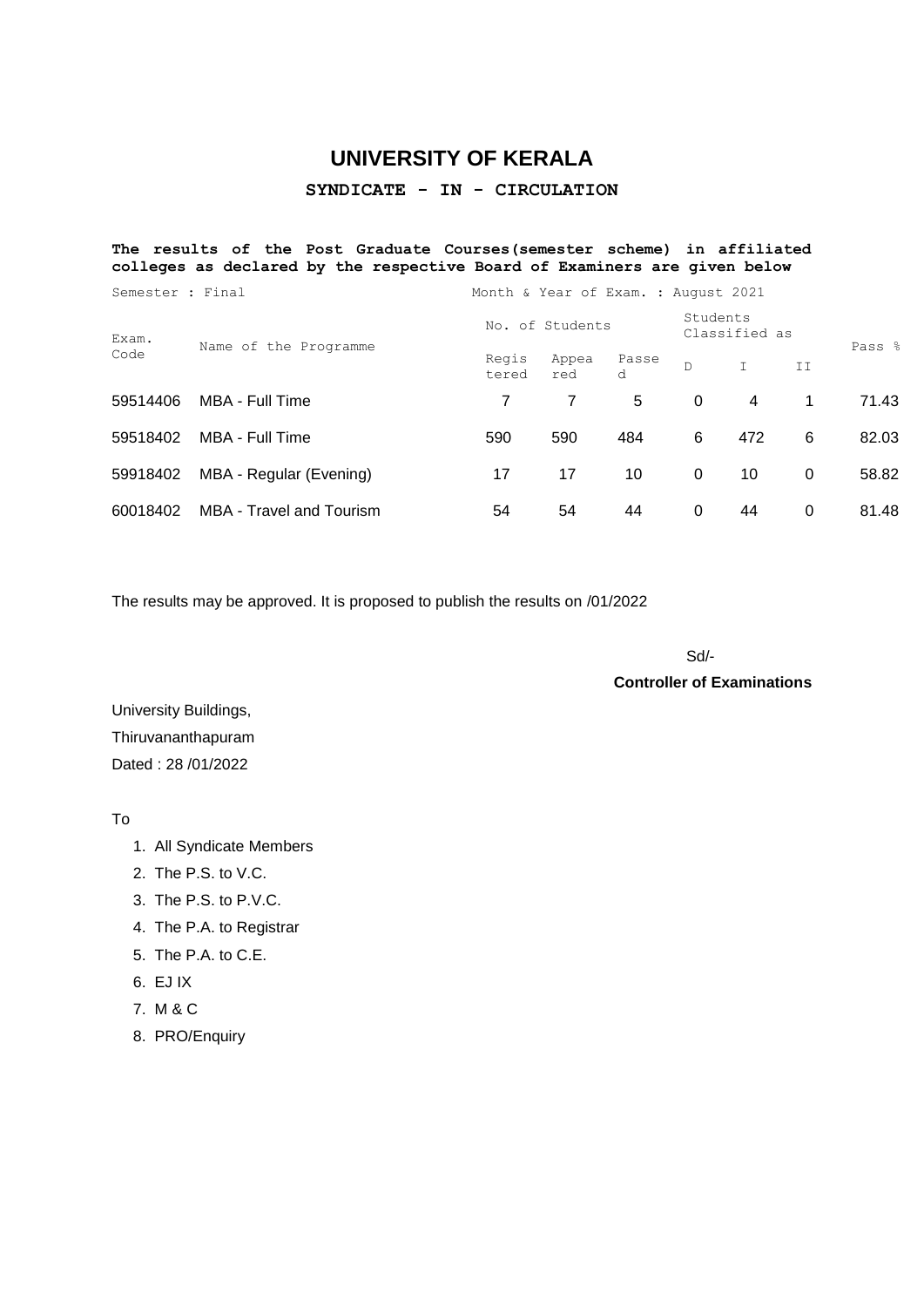# UNIVERSITY OF KERALA

## SYNDICATE - IN - CIRCULATION

**The results of the Post Graduate Courses(semester scheme) in affiliated colleges as declared by the respective Board of Examiners are given below**

Semester : Final | Month & Year of Exam. : August 2021

| Exam. Code | Name of the Programme | No. of Students | | | Students Classified as | | | Pass % |
|---|---|---|---|---|---|---|---|---|
| | | Registered | Appeared | Passed | D | I | II | |
| 59514406 | MBA - Full Time | 7 | 7 | 5 | 0 | 4 | 1 | 71.43 |
| 59518402 | MBA - Full Time | 590 | 590 | 484 | 6 | 472 | 6 | 82.03 |
| 59918402 | MBA - Regular (Evening) | 17 | 17 | 10 | 0 | 10 | 0 | 58.82 |
| 60018402 | MBA - Travel and Tourism | 54 | 54 | 44 | 0 | 44 | 0 | 81.48 |

The results may be approved. It is proposed to publish the results on /01/2022

Sd/-

**Controller of Examinations**

University Buildings,

Thiruvananthapuram

Dated : 28 /01/2022

To

1. All Syndicate Members
2. The P.S. to V.C.
3. The P.S. to P.V.C.
4. The P.A. to Registrar
5. The P.A. to C.E.
6. EJ IX
7. M & C
8. PRO/Enquiry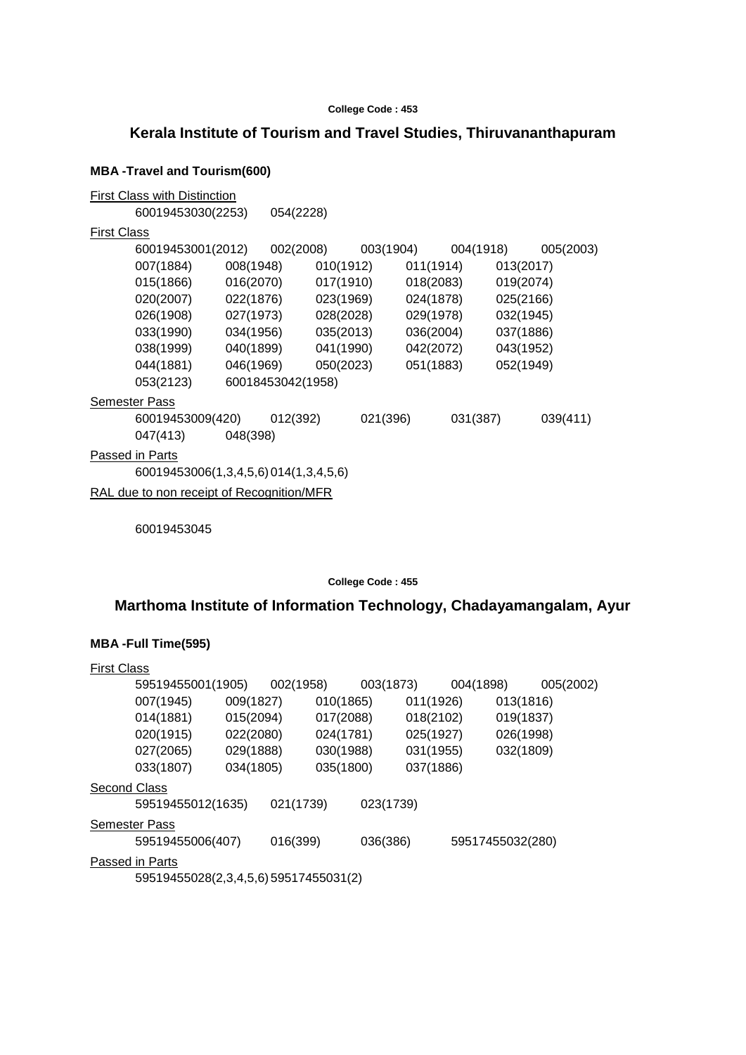College Code : 453

## Kerala Institute of Tourism and Travel Studies, Thiruvananthapuram

### MBA -Travel and Tourism(600)

First Class with Distinction

60019453030(2253) 054(2228)

First Class

60019453001(2012) 002(2008) 003(1904) 004(1918) 005(2003)
007(1884) 008(1948) 010(1912) 011(1914) 013(2017)
015(1866) 016(2070) 017(1910) 018(2083) 019(2074)
020(2007) 022(1876) 023(1969) 024(1878) 025(2166)
026(1908) 027(1973) 028(2028) 029(1978) 032(1945)
033(1990) 034(1956) 035(2013) 036(2004) 037(1886)
038(1999) 040(1899) 041(1990) 042(2072) 043(1952)
044(1881) 046(1969) 050(2023) 051(1883) 052(1949)
053(2123) 60018453042(1958)

Semester Pass

60019453009(420) 012(392) 021(396) 031(387) 039(411)
047(413) 048(398)

Passed in Parts

60019453006(1,3,4,5,6) 014(1,3,4,5,6)

RAL due to non receipt of Recognition/MFR

60019453045

College Code : 455

## Marthoma Institute of Information Technology, Chadayamangalam, Ayur

### MBA -Full Time(595)

First Class

59519455001(1905) 002(1958) 003(1873) 004(1898) 005(2002)
007(1945) 009(1827) 010(1865) 011(1926) 013(1816)
014(1881) 015(2094) 017(2088) 018(2102) 019(1837)
020(1915) 022(2080) 024(1781) 025(1927) 026(1998)
027(2065) 029(1888) 030(1988) 031(1955) 032(1809)
033(1807) 034(1805) 035(1800) 037(1886)

Second Class

59519455012(1635) 021(1739) 023(1739)

Semester Pass

59519455006(407) 016(399) 036(386) 59517455032(280)

Passed in Parts

59519455028(2,3,4,5,6) 59517455031(2)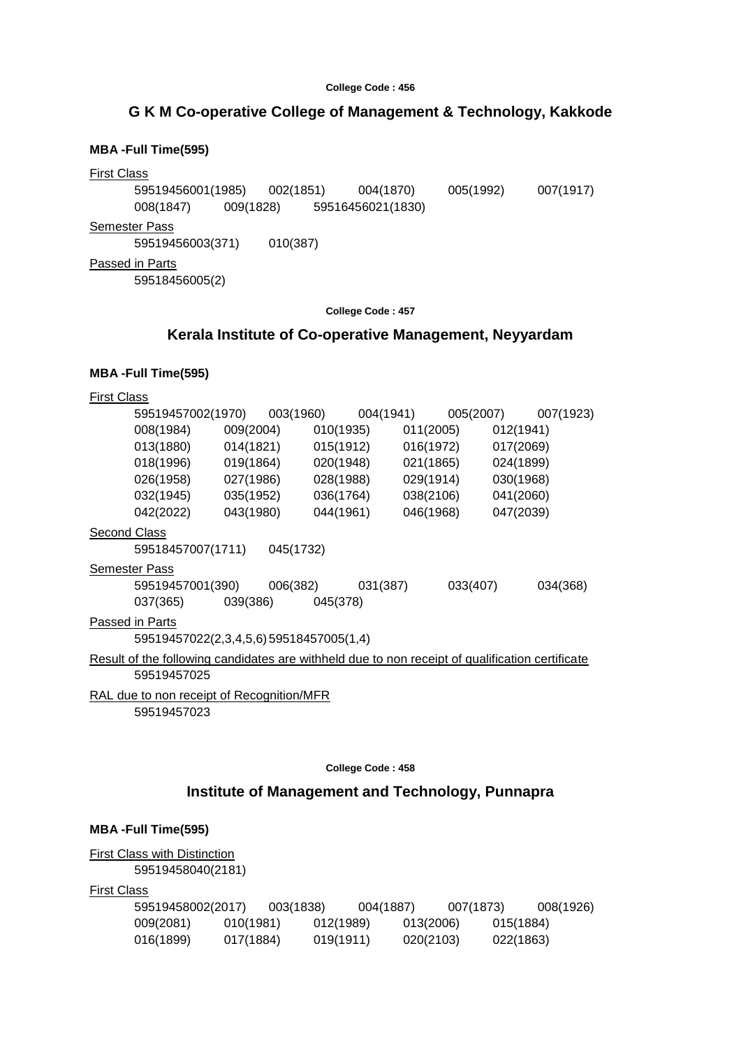College Code : 456

## G K M Co-operative College of Management & Technology, Kakkode

**MBA -Full Time(595)**

First Class

59519456001(1985) 002(1851) 004(1870) 005(1992) 007(1917)
008(1847) 009(1828) 59516456021(1830)

Semester Pass

59519456003(371) 010(387)

Passed in Parts

59518456005(2)

College Code : 457

## Kerala Institute of Co-operative Management, Neyyardam

**MBA -Full Time(595)**

First Class

59519457002(1970) 003(1960) 004(1941) 005(2007) 007(1923)
008(1984) 009(2004) 010(1935) 011(2005) 012(1941)
013(1880) 014(1821) 015(1912) 016(1972) 017(2069)
018(1996) 019(1864) 020(1948) 021(1865) 024(1899)
026(1958) 027(1986) 028(1988) 029(1914) 030(1968)
032(1945) 035(1952) 036(1764) 038(2106) 041(2060)
042(2022) 043(1980) 044(1961) 046(1968) 047(2039)

Second Class

59518457007(1711) 045(1732)

Semester Pass

59519457001(390) 006(382) 031(387) 033(407) 034(368)
037(365) 039(386) 045(378)

Passed in Parts

59519457022(2,3,4,5,6) 59518457005(1,4)

Result of the following candidates are withheld due to non receipt of qualification certificate

59519457025

RAL due to non receipt of Recognition/MFR

59519457023

College Code : 458

## Institute of Management and Technology, Punnapra

**MBA -Full Time(595)**

First Class with Distinction

59519458040(2181)

First Class

59519458002(2017) 003(1838) 004(1887) 007(1873) 008(1926)
009(2081) 010(1981) 012(1989) 013(2006) 015(1884)
016(1899) 017(1884) 019(1911) 020(2103) 022(1863)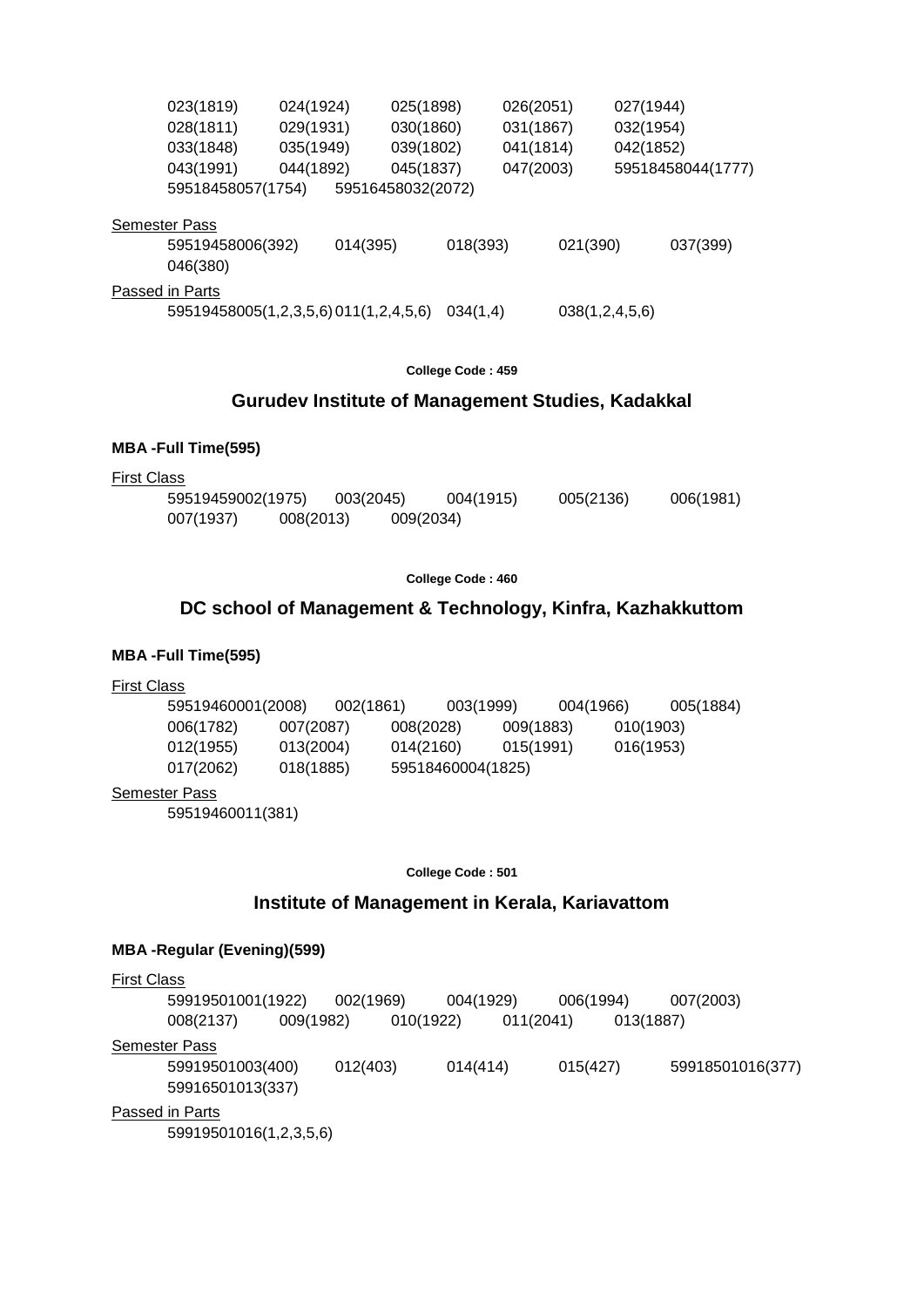023(1819) 024(1924) 025(1898) 026(2051) 027(1944)
028(1811) 029(1931) 030(1860) 031(1867) 032(1954)
033(1848) 035(1949) 039(1802) 041(1814) 042(1852)
043(1991) 044(1892) 045(1837) 047(2003) 59518458044(1777)
59518458057(1754) 59516458032(2072)

Semester Pass

59519458006(392) 014(395) 018(393) 021(390) 037(399)
046(380)

Passed in Parts

59519458005(1,2,3,5,6) 011(1,2,4,5,6) 034(1,4) 038(1,2,4,5,6)

**College Code : 459**

## Gurudev Institute of Management Studies, Kadakkal

### MBA -Full Time(595)

First Class

59519459002(1975) 003(2045) 004(1915) 005(2136) 006(1981)
007(1937) 008(2013) 009(2034)

**College Code : 460**

## DC school of Management & Technology, Kinfra, Kazhakkuttom

### MBA -Full Time(595)

First Class

59519460001(2008) 002(1861) 003(1999) 004(1966) 005(1884)
006(1782) 007(2087) 008(2028) 009(1883) 010(1903)
012(1955) 013(2004) 014(2160) 015(1991) 016(1953)
017(2062) 018(1885) 59518460004(1825)

Semester Pass

59519460011(381)

**College Code : 501**

## Institute of Management in Kerala, Kariavattom

### MBA -Regular (Evening)(599)

First Class

59919501001(1922) 002(1969) 004(1929) 006(1994) 007(2003)
008(2137) 009(1982) 010(1922) 011(2041) 013(1887)

Semester Pass

59919501003(400) 012(403) 014(414) 015(427) 59918501016(377)
59916501013(337)

Passed in Parts

59919501016(1,2,3,5,6)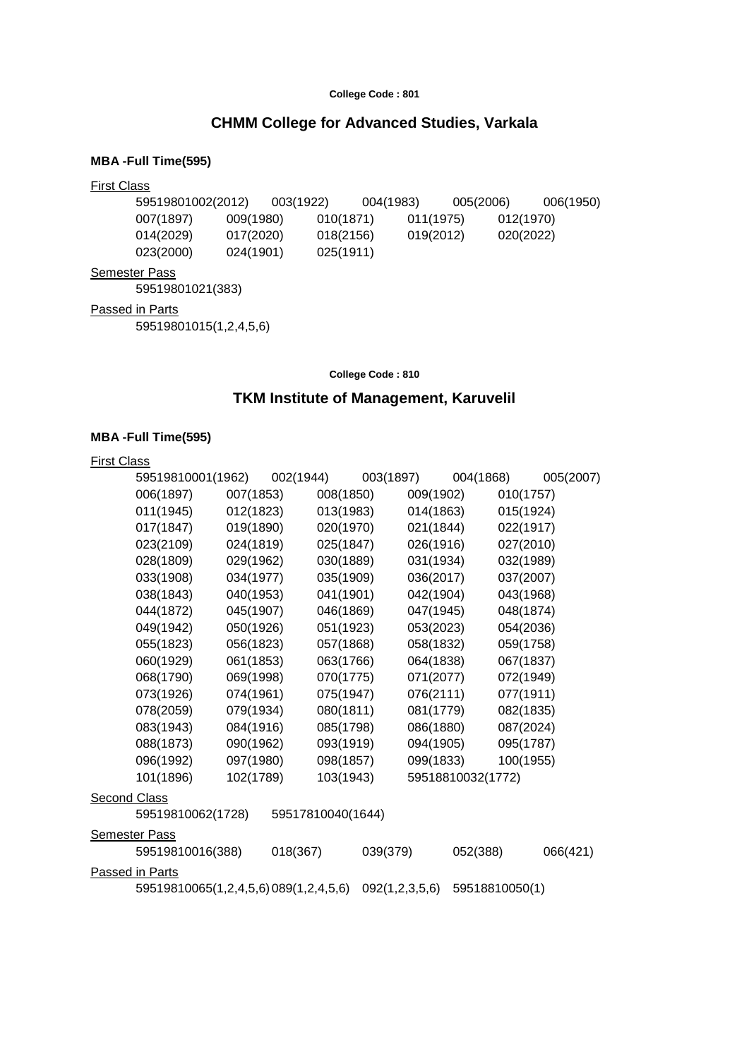College Code : 801

## CHMM College for Advanced Studies, Varkala

**MBA -Full Time(595)**

First Class

59519801002(2012) 003(1922) 004(1983) 005(2006) 006(1950)
007(1897) 009(1980) 010(1871) 011(1975) 012(1970)
014(2029) 017(2020) 018(2156) 019(2012) 020(2022)
023(2000) 024(1901) 025(1911)

Semester Pass

59519801021(383)

Passed in Parts

59519801015(1,2,4,5,6)

College Code : 810

## TKM Institute of Management, Karuvelil

**MBA -Full Time(595)**

First Class

59519810001(1962) 002(1944) 003(1897) 004(1868) 005(2007)
006(1897) 007(1853) 008(1850) 009(1902) 010(1757)
011(1945) 012(1823) 013(1983) 014(1863) 015(1924)
017(1847) 019(1890) 020(1970) 021(1844) 022(1917)
023(2109) 024(1819) 025(1847) 026(1916) 027(2010)
028(1809) 029(1962) 030(1889) 031(1934) 032(1989)
033(1908) 034(1977) 035(1909) 036(2017) 037(2007)
038(1843) 040(1953) 041(1901) 042(1904) 043(1968)
044(1872) 045(1907) 046(1869) 047(1945) 048(1874)
049(1942) 050(1926) 051(1923) 053(2023) 054(2036)
055(1823) 056(1823) 057(1868) 058(1832) 059(1758)
060(1929) 061(1853) 063(1766) 064(1838) 067(1837)
068(1790) 069(1998) 070(1775) 071(2077) 072(1949)
073(1926) 074(1961) 075(1947) 076(2111) 077(1911)
078(2059) 079(1934) 080(1811) 081(1779) 082(1835)
083(1943) 084(1916) 085(1798) 086(1880) 087(2024)
088(1873) 090(1962) 093(1919) 094(1905) 095(1787)
096(1992) 097(1980) 098(1857) 099(1833) 100(1955)
101(1896) 102(1789) 103(1943) 59518810032(1772)

Second Class

59519810062(1728) 59517810040(1644)

Semester Pass

59519810016(388) 018(367) 039(379) 052(388) 066(421)

Passed in Parts

59519810065(1,2,4,5,6) 089(1,2,4,5,6) 092(1,2,3,5,6) 59518810050(1)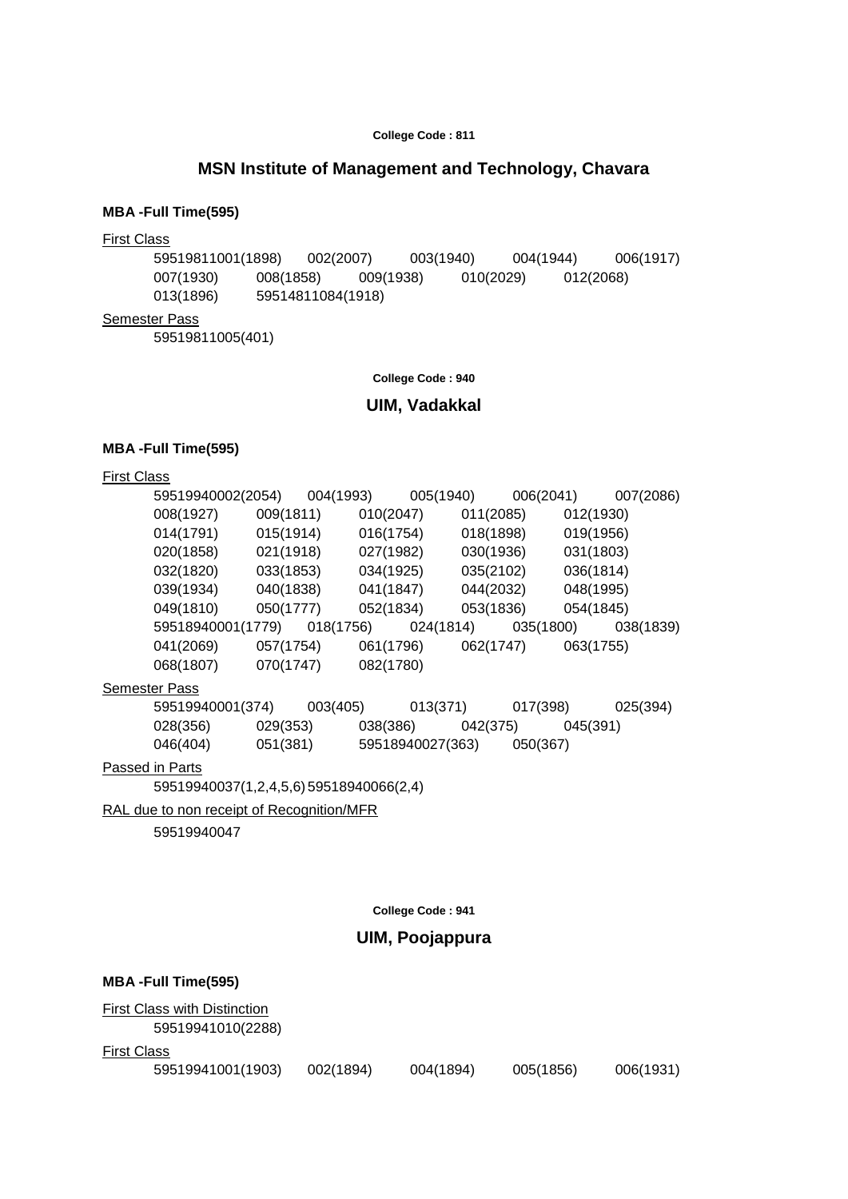College Code : 811

## MSN Institute of Management and Technology, Chavara

**MBA -Full Time(595)**

First Class

59519811001(1898) 002(2007) 003(1940) 004(1944) 006(1917) 007(1930) 008(1858) 009(1938) 010(2029) 012(2068) 013(1896) 59514811084(1918)

Semester Pass

59519811005(401)

College Code : 940

## UIM, Vadakkal

**MBA -Full Time(595)**

First Class

59519940002(2054) 004(1993) 005(1940) 006(2041) 007(2086) 008(1927) 009(1811) 010(2047) 011(2085) 012(1930) 014(1791) 015(1914) 016(1754) 018(1898) 019(1956) 020(1858) 021(1918) 027(1982) 030(1936) 031(1803) 032(1820) 033(1853) 034(1925) 035(2102) 036(1814) 039(1934) 040(1838) 041(1847) 044(2032) 048(1995) 049(1810) 050(1777) 052(1834) 053(1836) 054(1845) 59518940001(1779) 018(1756) 024(1814) 035(1800) 038(1839) 041(2069) 057(1754) 061(1796) 062(1747) 063(1755) 068(1807) 070(1747) 082(1780)

Semester Pass

59519940001(374) 003(405) 013(371) 017(398) 025(394) 028(356) 029(353) 038(386) 042(375) 045(391) 046(404) 051(381) 59518940027(363) 050(367)

Passed in Parts

59519940037(1,2,4,5,6) 59518940066(2,4)

RAL due to non receipt of Recognition/MFR

59519940047

College Code : 941

## UIM, Poojappura

**MBA -Full Time(595)**

First Class with Distinction

59519941010(2288)

First Class

59519941001(1903) 002(1894) 004(1894) 005(1856) 006(1931)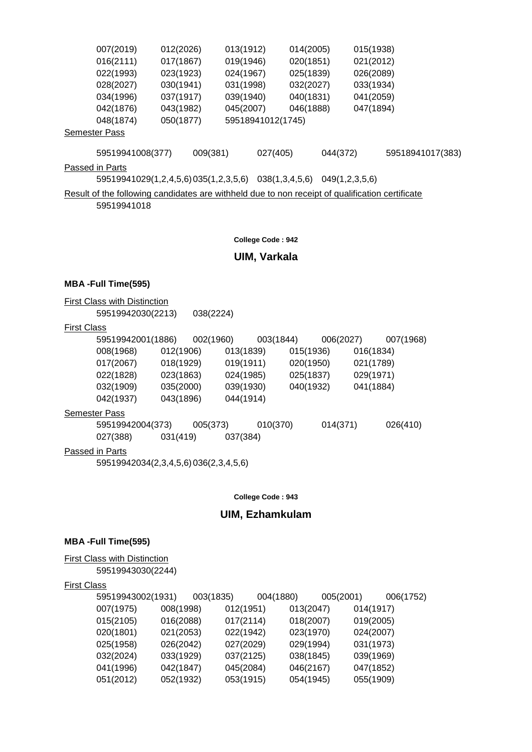| | | | | |
|---|---|---|---|---|
| 007(2019) | 012(2026) | 013(1912) | 014(2005) | 015(1938) |
| 016(2111) | 017(1867) | 019(1946) | 020(1851) | 021(2012) |
| 022(1993) | 023(1923) | 024(1967) | 025(1839) | 026(2089) |
| 028(2027) | 030(1941) | 031(1998) | 032(2027) | 033(1934) |
| 034(1996) | 037(1917) | 039(1940) | 040(1831) | 041(2059) |
| 042(1876) | 043(1982) | 045(2007) | 046(1888) | 047(1894) |
| 048(1874) | 050(1877) | 59518941012(1745) | | |

Semester Pass

59519941008(377) 009(381) 027(405) 044(372) 59518941017(383)

Passed in Parts

59519941029(1,2,4,5,6) 035(1,2,3,5,6) 038(1,3,4,5,6) 049(1,2,3,5,6)

Result of the following candidates are withheld due to non receipt of qualification certificate

59519941018

College Code : 942

## UIM, Varkala

### MBA -Full Time(595)

First Class with Distinction

59519942030(2213) 038(2224)

First Class

| | | | | |
|---|---|---|---|---|
| 59519942001(1886) | 002(1960) | 003(1844) | 006(2027) | 007(1968) |
| 008(1968) | 012(1906) | 013(1839) | 015(1936) | 016(1834) |
| 017(2067) | 018(1929) | 019(1911) | 020(1950) | 021(1789) |
| 022(1828) | 023(1863) | 024(1985) | 025(1837) | 029(1971) |
| 032(1909) | 035(2000) | 039(1930) | 040(1932) | 041(1884) |
| 042(1937) | 043(1896) | 044(1914) | | |

Semester Pass

| | | | | |
|---|---|---|---|---|
| 59519942004(373) | 005(373) | 010(370) | 014(371) | 026(410) |
| 027(388) | 031(419) | 037(384) | | |

Passed in Parts

59519942034(2,3,4,5,6) 036(2,3,4,5,6)

College Code : 943

## UIM, Ezhamkulam

### MBA -Full Time(595)

First Class with Distinction

59519943030(2244)

First Class

| | | | | |
|---|---|---|---|---|
| 59519943002(1931) | 003(1835) | 004(1880) | 005(2001) | 006(1752) |
| 007(1975) | 008(1998) | 012(1951) | 013(2047) | 014(1917) |
| 015(2105) | 016(2088) | 017(2114) | 018(2007) | 019(2005) |
| 020(1801) | 021(2053) | 022(1942) | 023(1970) | 024(2007) |
| 025(1958) | 026(2042) | 027(2029) | 029(1994) | 031(1973) |
| 032(2024) | 033(1929) | 037(2125) | 038(1845) | 039(1969) |
| 041(1996) | 042(1847) | 045(2084) | 046(2167) | 047(1852) |
| 051(2012) | 052(1932) | 053(1915) | 054(1945) | 055(1909) |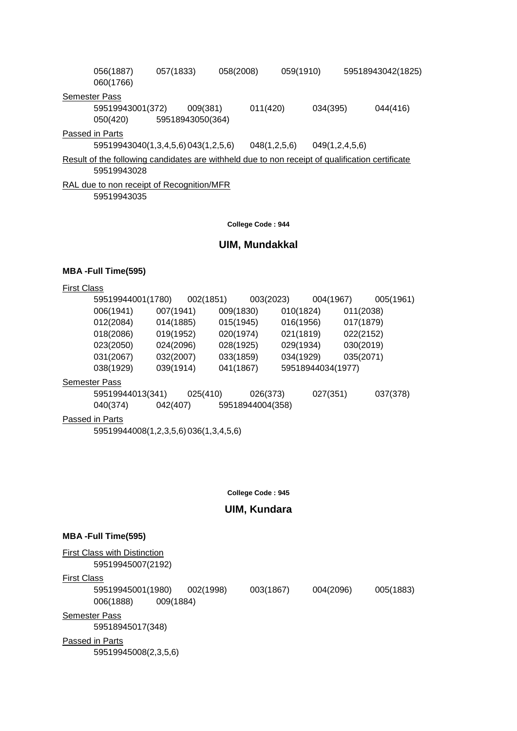056(1887)    057(1833)    058(2008)    059(1910)    59518943042(1825)
060(1766)

Semester Pass

59519943001(372)    009(381)    011(420)    034(395)    044(416)
050(420)    59518943050(364)

Passed in Parts

59519943040(1,3,4,5,6) 043(1,2,5,6)    048(1,2,5,6)    049(1,2,4,5,6)

Result of the following candidates are withheld due to non receipt of qualification certificate

59519943028

RAL due to non receipt of Recognition/MFR

59519943035

**College Code : 944**

## UIM, Mundakkal

**MBA -Full Time(595)**

First Class

59519944001(1780)    002(1851)    003(2023)    004(1967)    005(1961)
006(1941)    007(1941)    009(1830)    010(1824)    011(2038)
012(2084)    014(1885)    015(1945)    016(1956)    017(1879)
018(2086)    019(1952)    020(1974)    021(1819)    022(2152)
023(2050)    024(2096)    028(1925)    029(1934)    030(2019)
031(2067)    032(2007)    033(1859)    034(1929)    035(2071)
038(1929)    039(1914)    041(1867)    59518944034(1977)

Semester Pass

59519944013(341)    025(410)    026(373)    027(351)    037(378)
040(374)    042(407)    59518944004(358)

Passed in Parts

59519944008(1,2,3,5,6) 036(1,3,4,5,6)

**College Code : 945**

## UIM, Kundara

**MBA -Full Time(595)**

First Class with Distinction

59519945007(2192)

First Class

59519945001(1980)    002(1998)    003(1867)    004(2096)    005(1883)
006(1888)    009(1884)

Semester Pass

59518945017(348)

Passed in Parts

59519945008(2,3,5,6)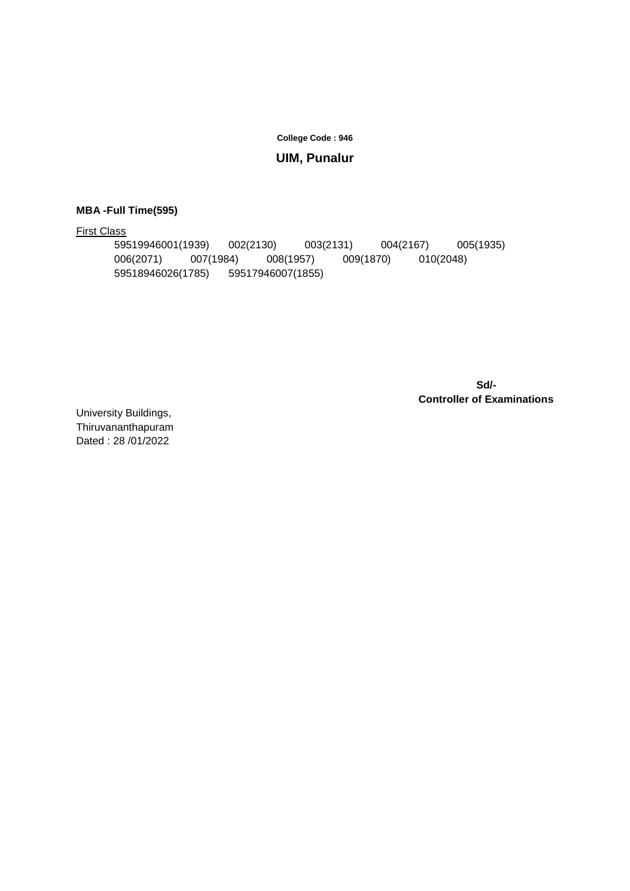**College Code : 946**

## UIM, Punalur

**MBA -Full Time(595)**

First Class

59519946001(1939) 002(2130) 003(2131) 004(2167) 005(1935)
006(2071) 007(1984) 008(1957) 009(1870) 010(2048)
59518946026(1785) 59517946007(1855)

**Sd/-**
**Controller of Examinations**

University Buildings,
Thiruvananthapuram
Dated : 28 /01/2022